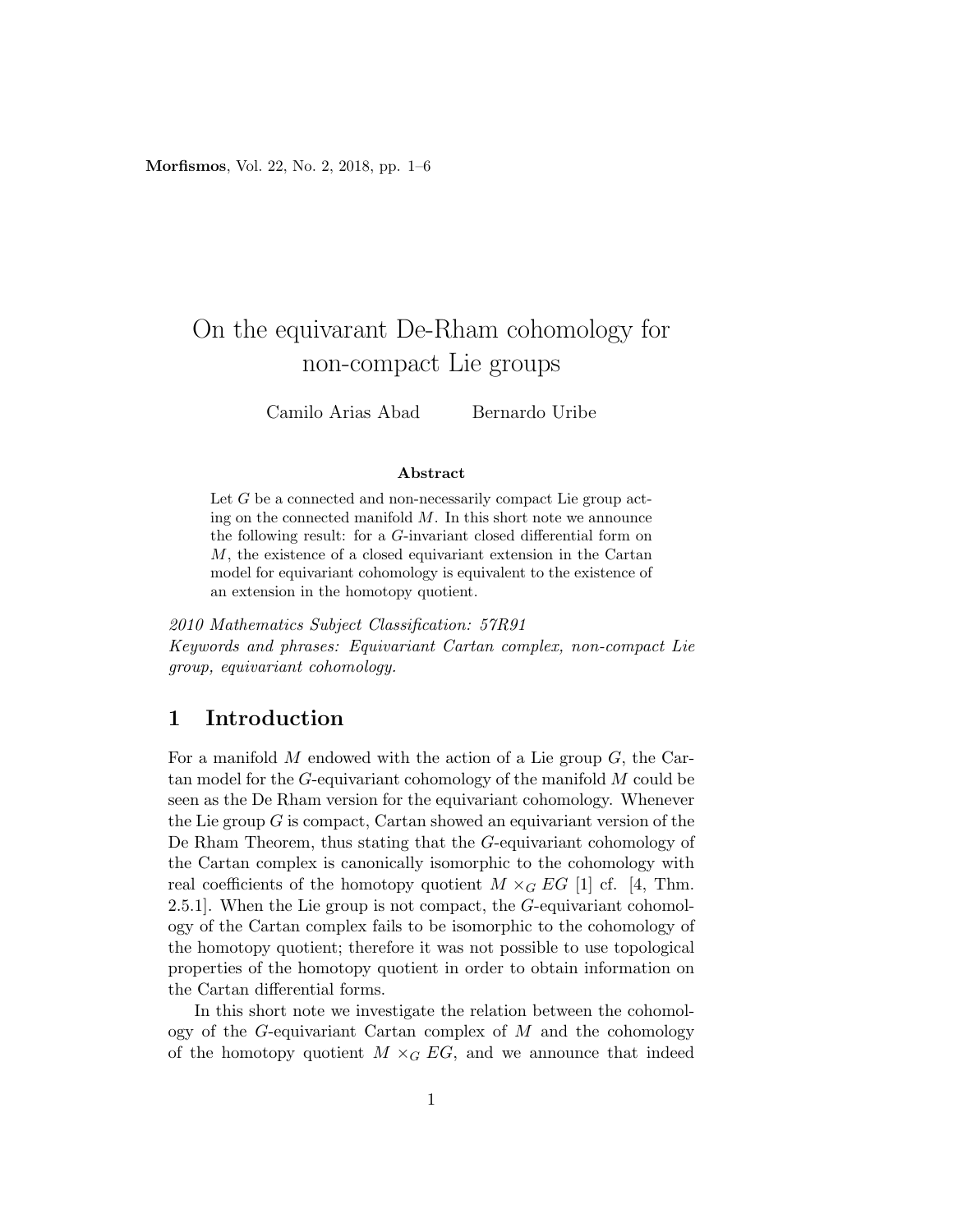# On the equivarant De-Rham cohomology for non-compact Lie groups

Camilo Arias Abad  Bernardo Uribe

**Abstract**

Let $G$ be a connected and non-necessarily compact Lie group acting on the connected manifold $M$. In this short note we announce the following result: for a $G$-invariant closed differential form on $M$, the existence of a closed equivariant extension in the Cartan model for equivariant cohomology is equivalent to the existence of an extension in the homotopy quotient.

*2010 Mathematics Subject Classification: 57R91*
*Keywords and phrases: Equivariant Cartan complex, non-compact Lie group, equivariant cohomology.*

## 1 Introduction

For a manifold $M$ endowed with the action of a Lie group $G$, the Cartan model for the $G$-equivariant cohomology of the manifold $M$ could be seen as the De Rham version for the equivariant cohomology. Whenever the Lie group $G$ is compact, Cartan showed an equivariant version of the De Rham Theorem, thus stating that the $G$-equivariant cohomology of the Cartan complex is canonically isomorphic to the cohomology with real coefficients of the homotopy quotient $M \times_G EG$ [1] cf. [4, Thm. 2.5.1]. When the Lie group is not compact, the $G$-equivariant cohomology of the Cartan complex fails to be isomorphic to the cohomology of the homotopy quotient; therefore it was not possible to use topological properties of the homotopy quotient in order to obtain information on the Cartan differential forms.

In this short note we investigate the relation between the cohomology of the $G$-equivariant Cartan complex of $M$ and the cohomology of the homotopy quotient $M \times_G EG$, and we announce that indeed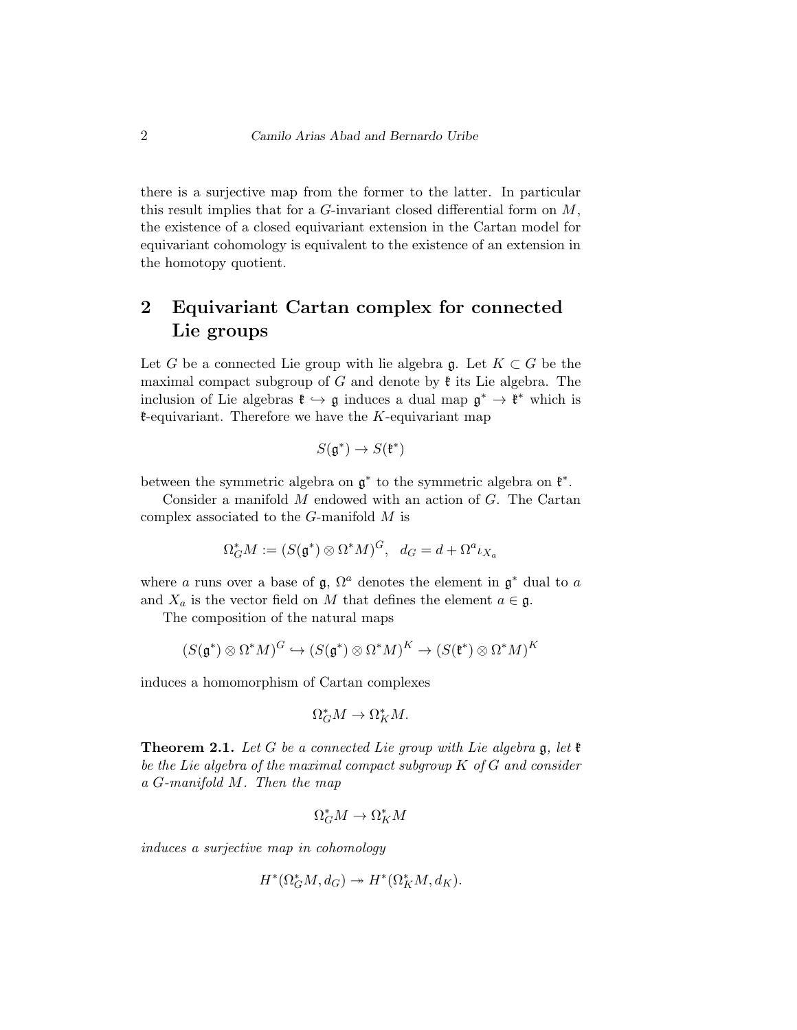there is a surjective map from the former to the latter. In particular this result implies that for a $G$-invariant closed differential form on $M$, the existence of a closed equivariant extension in the Cartan model for equivariant cohomology is equivalent to the existence of an extension in the homotopy quotient.

## 2 Equivariant Cartan complex for connected Lie groups

Let $G$ be a connected Lie group with lie algebra $\mathfrak{g}$. Let $K \subset G$ be the maximal compact subgroup of $G$ and denote by $\mathfrak{k}$ its Lie algebra. The inclusion of Lie algebras $\mathfrak{k} \hookrightarrow \mathfrak{g}$ induces a dual map $\mathfrak{g}^* \to \mathfrak{k}^*$ which is $\mathfrak{k}$-equivariant. Therefore we have the $K$-equivariant map

$$S(\mathfrak{g}^*) \to S(\mathfrak{k}^*)$$

between the symmetric algebra on $\mathfrak{g}^*$ to the symmetric algebra on $\mathfrak{k}^*$.

Consider a manifold $M$ endowed with an action of $G$. The Cartan complex associated to the $G$-manifold $M$ is

$$\Omega^*_G M := (S(\mathfrak{g}^*) \otimes \Omega^* M)^G, \quad d_G = d + \Omega^a \iota_{X_a}$$

where $a$ runs over a base of $\mathfrak{g}$, $\Omega^a$ denotes the element in $\mathfrak{g}^*$ dual to $a$ and $X_a$ is the vector field on $M$ that defines the element $a \in \mathfrak{g}$.

The composition of the natural maps

$$(S(\mathfrak{g}^*) \otimes \Omega^* M)^G \hookrightarrow (S(\mathfrak{g}^*) \otimes \Omega^* M)^K \to (S(\mathfrak{k}^*) \otimes \Omega^* M)^K$$

induces a homomorphism of Cartan complexes

$$\Omega^*_G M \to \Omega^*_K M.$$

**Theorem 2.1.** *Let $G$ be a connected Lie group with Lie algebra $\mathfrak{g}$, let $\mathfrak{k}$ be the Lie algebra of the maximal compact subgroup $K$ of $G$ and consider a $G$-manifold $M$. Then the map*

$$\Omega^*_G M \to \Omega^*_K M$$

*induces a surjective map in cohomology*

$$H^*(\Omega^*_G M, d_G) \twoheadrightarrow H^*(\Omega^*_K M, d_K).$$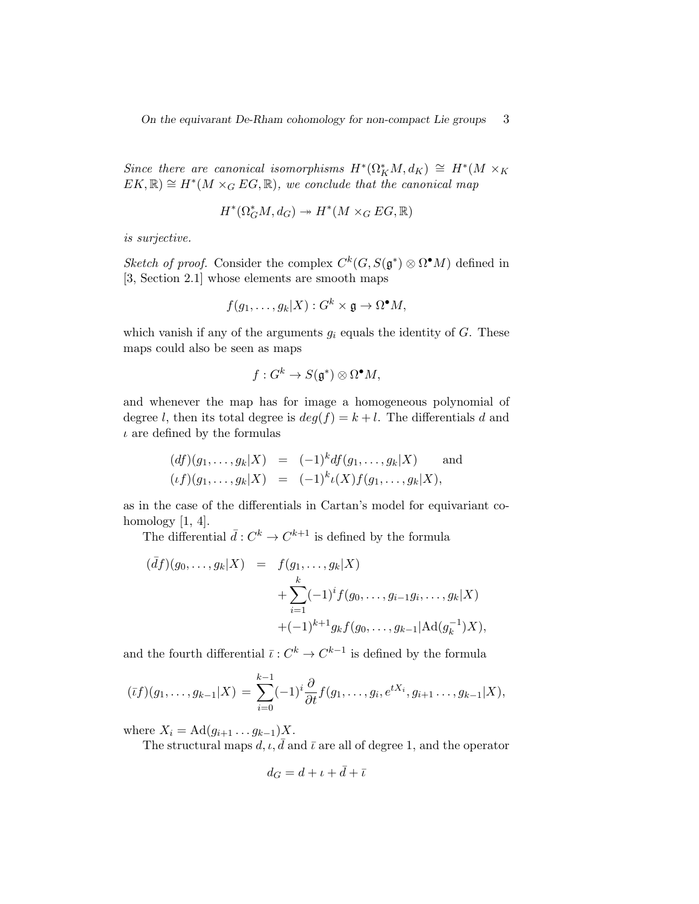*Since there are canonical isomorphisms $H^*(\Omega^*_K M, d_K) \cong H^*(M \times_K EK, \mathbb{R}) \cong H^*(M \times_G EG, \mathbb{R})$, we conclude that the canonical map*

$$H^*(\Omega^*_G M, d_G) \twoheadrightarrow H^*(M \times_G EG, \mathbb{R})$$

*is surjective.*

*Sketch of proof.* Consider the complex $C^k(G, S(\mathfrak{g}^*) \otimes \Omega^\bullet M)$ defined in [3, Section 2.1] whose elements are smooth maps

$$f(g_1, \ldots, g_k|X) : G^k \times \mathfrak{g} \to \Omega^\bullet M,$$

which vanish if any of the arguments $g_i$ equals the identity of $G$. These maps could also be seen as maps

$$f : G^k \to S(\mathfrak{g}^*) \otimes \Omega^\bullet M,$$

and whenever the map has for image a homogeneous polynomial of degree $l$, then its total degree is $deg(f) = k + l$. The differentials $d$ and $\iota$ are defined by the formulas

$$\begin{aligned} (df)(g_1, \ldots, g_k|X) &= (-1)^k df(g_1, \ldots, g_k|X) \qquad \text{and} \\ (\iota f)(g_1, \ldots, g_k|X) &= (-1)^k \iota(X) f(g_1, \ldots, g_k|X), \end{aligned}$$

as in the case of the differentials in Cartan's model for equivariant cohomology [1, 4].

The differential $\bar{d} : C^k \to C^{k+1}$ is defined by the formula

$$\begin{aligned} (\bar{d}f)(g_0, \ldots, g_k|X) &= f(g_1, \ldots, g_k|X) \\ &\quad + \sum_{i=1}^{k} (-1)^i f(g_0, \ldots, g_{i-1}g_i, \ldots, g_k|X) \\ &\quad + (-1)^{k+1} g_k f(g_0, \ldots, g_{k-1}|\mathrm{Ad}(g_k^{-1})X), \end{aligned}$$

and the fourth differential $\bar{\iota} : C^k \to C^{k-1}$ is defined by the formula

$$(\bar{\iota} f)(g_1, \ldots, g_{k-1}|X) = \sum_{i=0}^{k-1} (-1)^i \frac{\partial}{\partial t} f(g_1, \ldots, g_i, e^{tX_i}, g_{i+1} \ldots, g_{k-1}|X),$$

where $X_i = \mathrm{Ad}(g_{i+1} \ldots g_{k-1})X$.

The structural maps $d, \iota, \bar{d}$ and $\bar{\iota}$ are all of degree 1, and the operator

$$d_G = d + \iota + \bar{d} + \bar{\iota}$$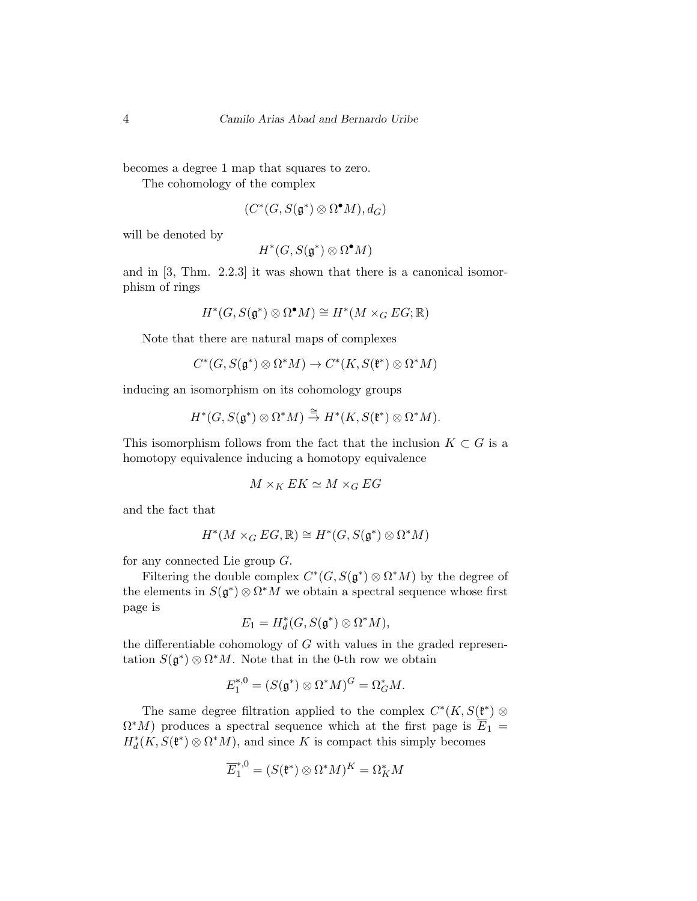becomes a degree 1 map that squares to zero.

The cohomology of the complex

$$(C^*(G, S(\mathfrak{g}^*) \otimes \Omega^\bullet M), d_G)$$

will be denoted by

$$H^*(G, S(\mathfrak{g}^*) \otimes \Omega^\bullet M)$$

and in [3, Thm. 2.2.3] it was shown that there is a canonical isomorphism of rings

$$H^*(G, S(\mathfrak{g}^*) \otimes \Omega^\bullet M) \cong H^*(M \times_G EG; \mathbb{R})$$

Note that there are natural maps of complexes

$$C^*(G, S(\mathfrak{g}^*) \otimes \Omega^* M) \to C^*(K, S(\mathfrak{k}^*) \otimes \Omega^* M)$$

inducing an isomorphism on its cohomology groups

$$H^*(G, S(\mathfrak{g}^*) \otimes \Omega^* M) \stackrel{\cong}{\to} H^*(K, S(\mathfrak{k}^*) \otimes \Omega^* M).$$

This isomorphism follows from the fact that the inclusion $K \subset G$ is a homotopy equivalence inducing a homotopy equivalence

$$M \times_K EK \simeq M \times_G EG$$

and the fact that

$$H^*(M \times_G EG, \mathbb{R}) \cong H^*(G, S(\mathfrak{g}^*) \otimes \Omega^* M)$$

for any connected Lie group $G$.

Filtering the double complex $C^*(G, S(\mathfrak{g}^*) \otimes \Omega^* M)$ by the degree of the elements in $S(\mathfrak{g}^*) \otimes \Omega^* M$ we obtain a spectral sequence whose first page is

$$E_1 = H^*_d(G, S(\mathfrak{g}^*) \otimes \Omega^* M),$$

the differentiable cohomology of $G$ with values in the graded representation $S(\mathfrak{g}^*) \otimes \Omega^* M$. Note that in the 0-th row we obtain

$$E_1^{*,0} = (S(\mathfrak{g}^*) \otimes \Omega^* M)^G = \Omega^*_G M.$$

The same degree filtration applied to the complex $C^*(K, S(\mathfrak{k}^*) \otimes \Omega^* M)$ produces a spectral sequence which at the first page is $\overline{E}_1 = H^*_d(K, S(\mathfrak{k}^*) \otimes \Omega^* M)$, and since $K$ is compact this simply becomes

$$\overline{E}_1^{*,0} = (S(\mathfrak{k}^*) \otimes \Omega^* M)^K = \Omega^*_K M$$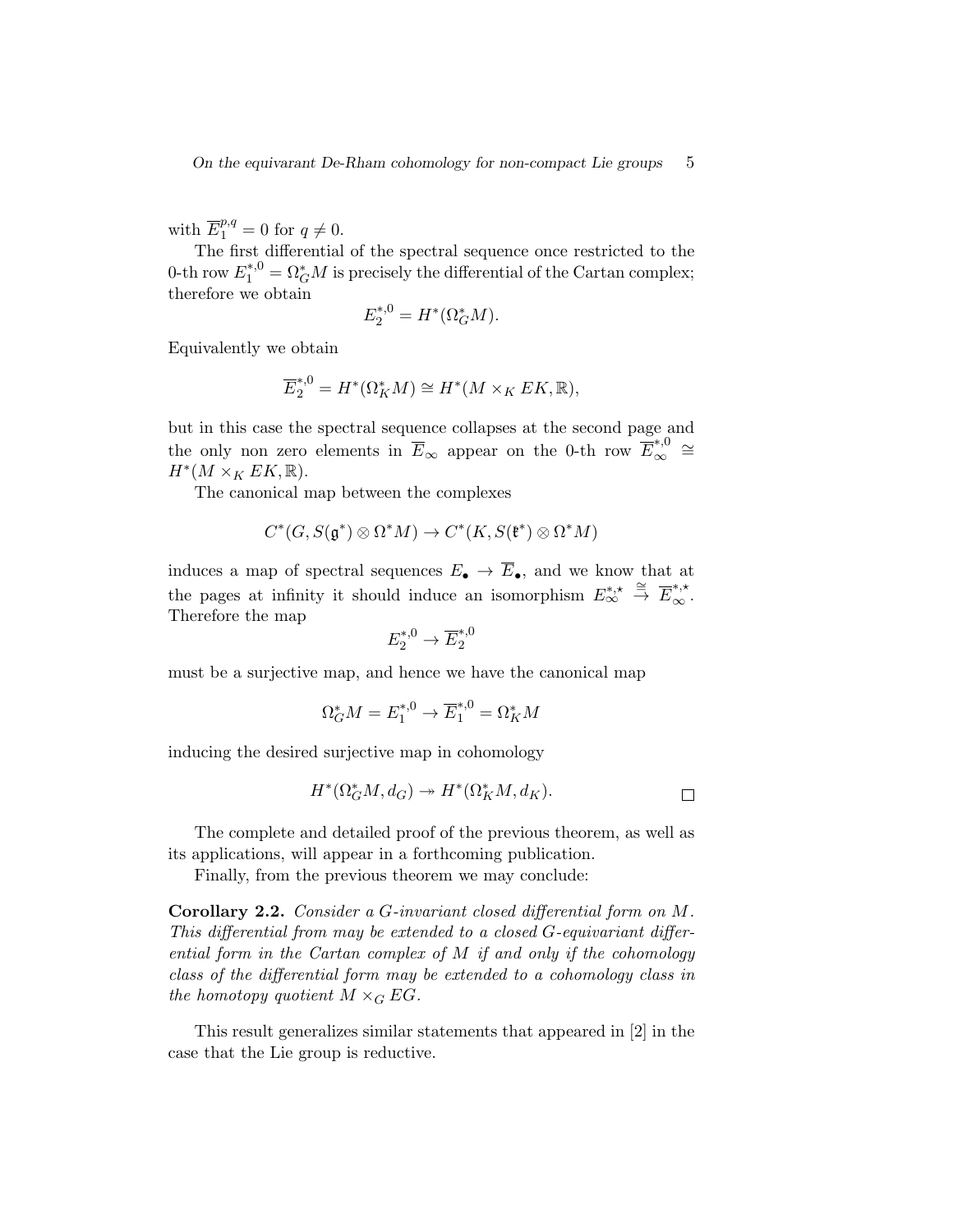with $\overline{E}_1^{p,q} = 0$ for $q \neq 0$.

The first differential of the spectral sequence once restricted to the 0-th row $E_1^{*,0} = \Omega_G^* M$ is precisely the differential of the Cartan complex; therefore we obtain

$$E_2^{*,0} = H^*(\Omega_G^* M).$$

Equivalently we obtain

$$\overline{E}_2^{*,0} = H^*(\Omega_K^* M) \cong H^*(M \times_K EK, \mathbb{R}),$$

but in this case the spectral sequence collapses at the second page and the only non zero elements in $\overline{E}_\infty$ appear on the 0-th row $\overline{E}_\infty^{*,0} \cong H^*(M \times_K EK, \mathbb{R})$.

The canonical map between the complexes

$$C^*(G, S(\mathfrak{g}^*) \otimes \Omega^* M) \to C^*(K, S(\mathfrak{k}^*) \otimes \Omega^* M)$$

induces a map of spectral sequences $E_\bullet \to \overline{E}_\bullet$, and we know that at the pages at infinity it should induce an isomorphism $E_\infty^{*,\star} \xrightarrow{\cong} \overline{E}_\infty^{*,\star}$. Therefore the map

$$E_2^{*,0} \to \overline{E}_2^{*,0}$$

must be a surjective map, and hence we have the canonical map

$$\Omega_G^* M = E_1^{*,0} \to \overline{E}_1^{*,0} = \Omega_K^* M$$

inducing the desired surjective map in cohomology

$$H^*(\Omega_G^* M, d_G) \twoheadrightarrow H^*(\Omega_K^* M, d_K).$$

□

The complete and detailed proof of the previous theorem, as well as its applications, will appear in a forthcoming publication.

Finally, from the previous theorem we may conclude:

**Corollary 2.2.** *Consider a $G$-invariant closed differential form on $M$. This differential from may be extended to a closed $G$-equivariant differential form in the Cartan complex of $M$ if and only if the cohomology class of the differential form may be extended to a cohomology class in the homotopy quotient $M \times_G EG$.*

This result generalizes similar statements that appeared in [2] in the case that the Lie group is reductive.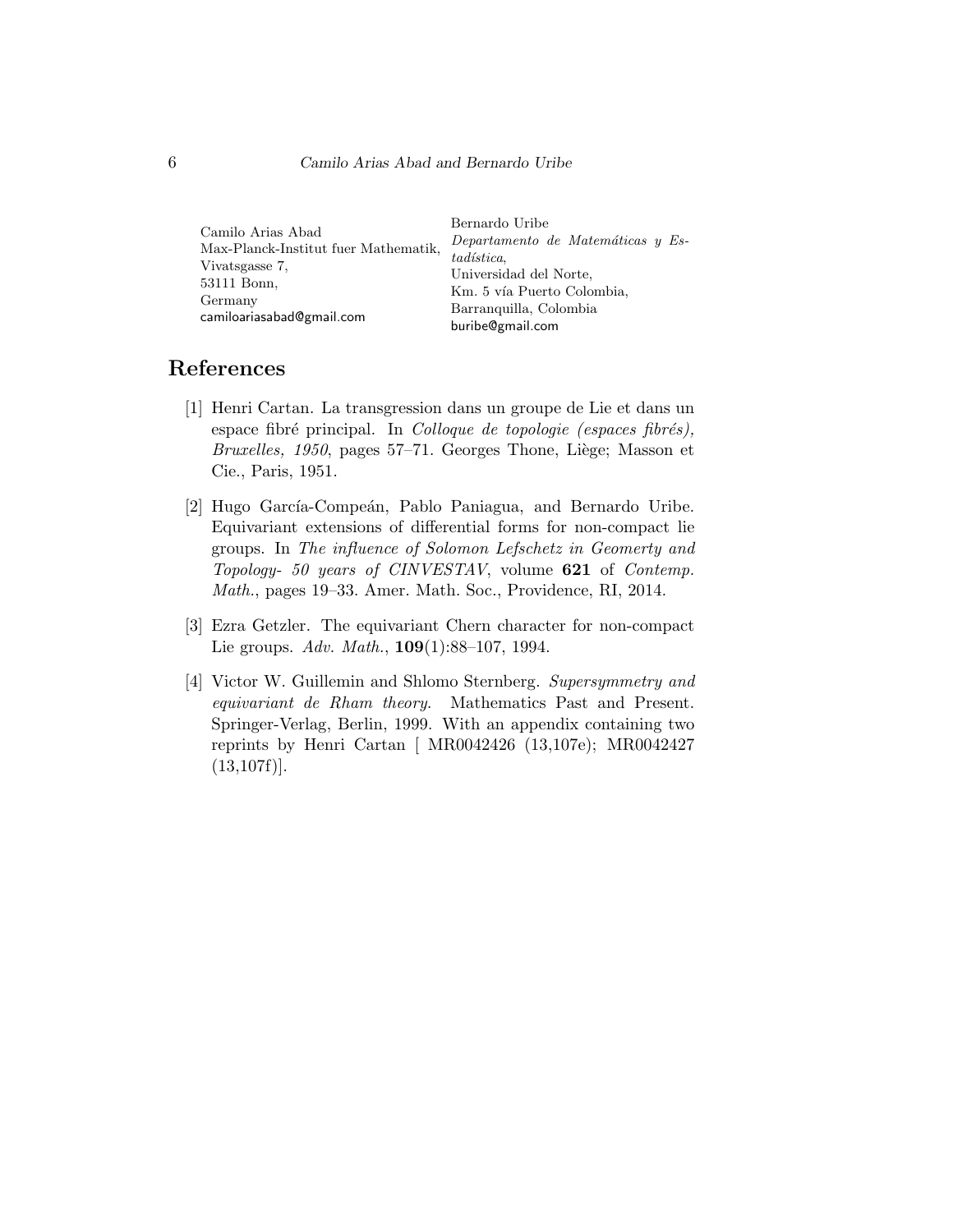Camilo Arias Abad
Max-Planck-Institut fuer Mathematik,
Vivatsgasse 7,
53111 Bonn,
Germany
camiloariasabad@gmail.com

Bernardo Uribe
*Departamento de Matemáticas y Estadística*,
Universidad del Norte,
Km. 5 vía Puerto Colombia,
Barranquilla, Colombia
buribe@gmail.com

## References

[1] Henri Cartan. La transgression dans un groupe de Lie et dans un espace fibré principal. In *Colloque de topologie (espaces fibrés), Bruxelles, 1950*, pages 57–71. Georges Thone, Liège; Masson et Cie., Paris, 1951.

[2] Hugo García-Compeán, Pablo Paniagua, and Bernardo Uribe. Equivariant extensions of differential forms for non-compact lie groups. In *The influence of Solomon Lefschetz in Geomerty and Topology- 50 years of CINVESTAV*, volume **621** of *Contemp. Math.*, pages 19–33. Amer. Math. Soc., Providence, RI, 2014.

[3] Ezra Getzler. The equivariant Chern character for non-compact Lie groups. *Adv. Math.*, **109**(1):88–107, 1994.

[4] Victor W. Guillemin and Shlomo Sternberg. *Supersymmetry and equivariant de Rham theory*. Mathematics Past and Present. Springer-Verlag, Berlin, 1999. With an appendix containing two reprints by Henri Cartan [ MR0042426 (13,107e); MR0042427 (13,107f)].